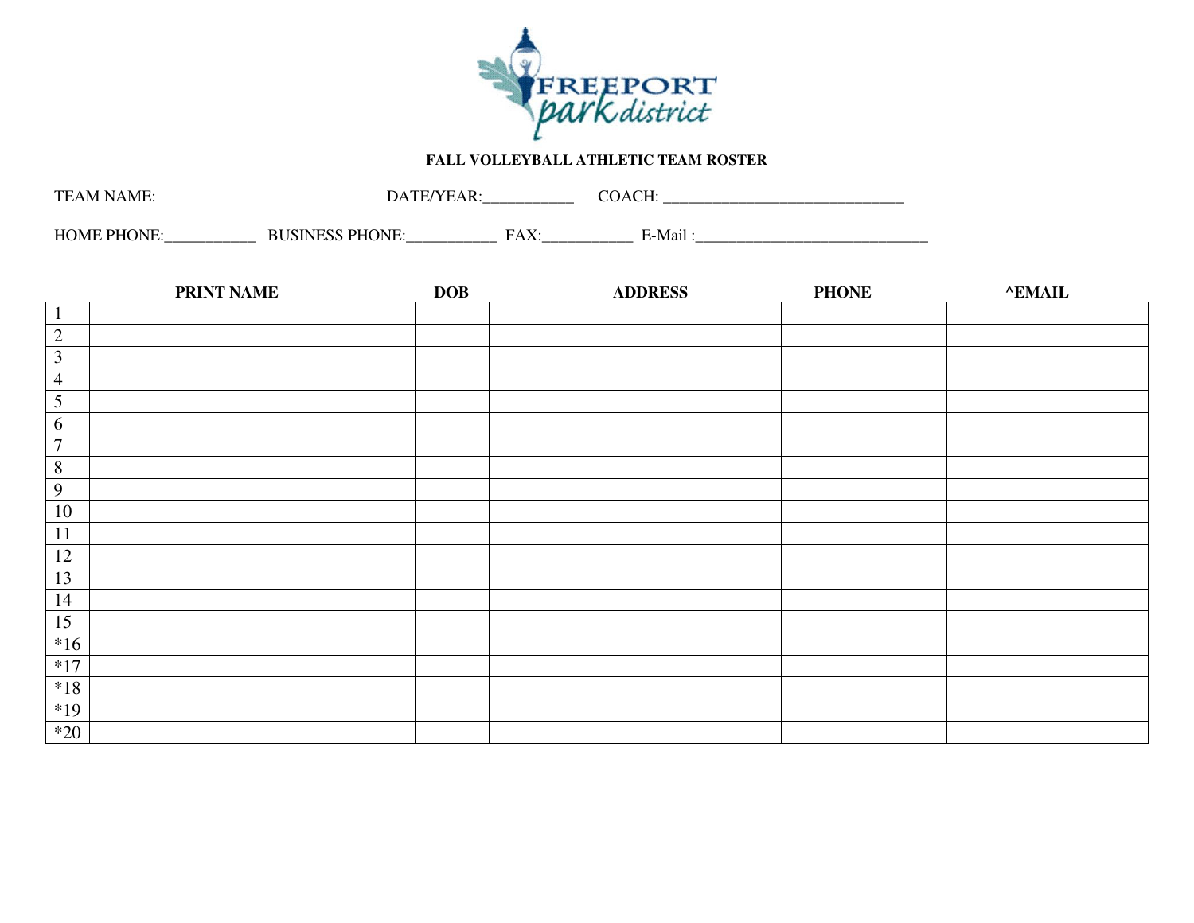FREEPORT park district

**FALL VOLLEYBALL ATHLETIC TEAM ROSTER**

TEAM NAME: ___________________________ DATE/YEAR:___________ COACH: ______________________________

HOME PHONE:___________ BUSINESS PHONE:___________ FAX:___________ E-Mail :_____________________________

| | PRINT NAME | DOB | ADDRESS | PHONE | ^EMAIL |
|---|---|---|---|---|---|
| 1 | | | | | |
| 2 | | | | | |
| 3 | | | | | |
| 4 | | | | | |
| 5 | | | | | |
| 6 | | | | | |
| 7 | | | | | |
| 8 | | | | | |
| 9 | | | | | |
| 10 | | | | | |
| 11 | | | | | |
| 12 | | | | | |
| 13 | | | | | |
| 14 | | | | | |
| 15 | | | | | |
| *16 | | | | | |
| *17 | | | | | |
| *18 | | | | | |
| *19 | | | | | |
| *20 | | | | | |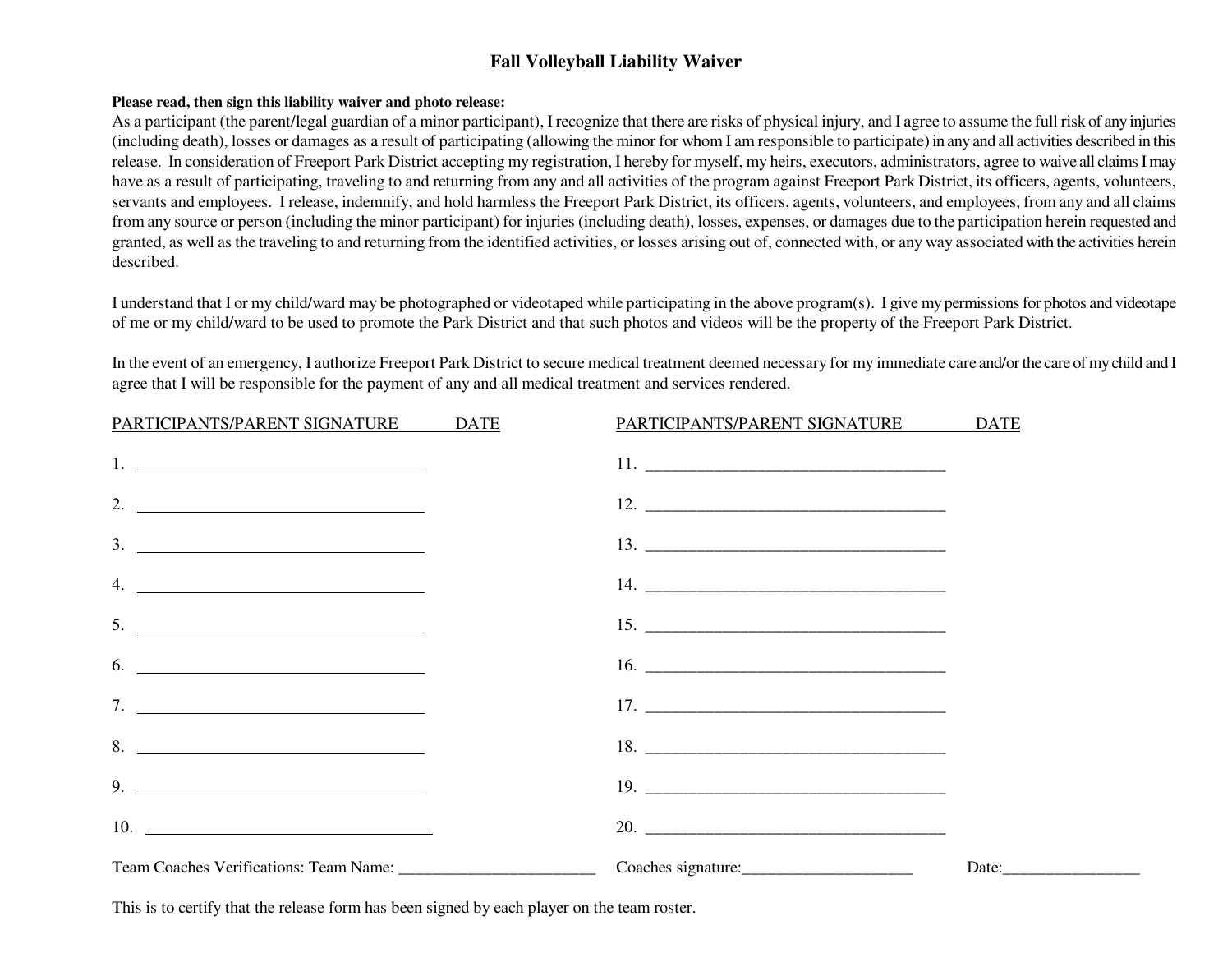# Fall Volleyball Liability Waiver

**Please read, then sign this liability waiver and photo release:**
As a participant (the parent/legal guardian of a minor participant), I recognize that there are risks of physical injury, and I agree to assume the full risk of any injuries (including death), losses or damages as a result of participating (allowing the minor for whom I am responsible to participate) in any and all activities described in this release. In consideration of Freeport Park District accepting my registration, I hereby for myself, my heirs, executors, administrators, agree to waive all claims I may have as a result of participating, traveling to and returning from any and all activities of the program against Freeport Park District, its officers, agents, volunteers, servants and employees. I release, indemnify, and hold harmless the Freeport Park District, its officers, agents, volunteers, and employees, from any and all claims from any source or person (including the minor participant) for injuries (including death), losses, expenses, or damages due to the participation herein requested and granted, as well as the traveling to and returning from the identified activities, or losses arising out of, connected with, or any way associated with the activities herein described.

I understand that I or my child/ward may be photographed or videotaped while participating in the above program(s). I give my permissions for photos and videotape of me or my child/ward to be used to promote the Park District and that such photos and videos will be the property of the Freeport Park District.

In the event of an emergency, I authorize Freeport Park District to secure medical treatment deemed necessary for my immediate care and/or the care of my child and I agree that I will be responsible for the payment of any and all medical treatment and services rendered.

| PARTICIPANTS/PARENT SIGNATURE | DATE | PARTICIPANTS/PARENT SIGNATURE | DATE |
|---|---|---|---|
| 1. ______________________ | | 11. ______________________ | |
| 2. ______________________ | | 12. ______________________ | |
| 3. ______________________ | | 13. ______________________ | |
| 4. ______________________ | | 14. ______________________ | |
| 5. ______________________ | | 15. ______________________ | |
| 6. ______________________ | | 16. ______________________ | |
| 7. ______________________ | | 17. ______________________ | |
| 8. ______________________ | | 18. ______________________ | |
| 9. ______________________ | | 19. ______________________ | |
| 10. ______________________ | | 20. ______________________ | |

Team Coaches Verifications: Team Name: ________________________ Coaches signature:____________________ Date:________________

This is to certify that the release form has been signed by each player on the team roster.